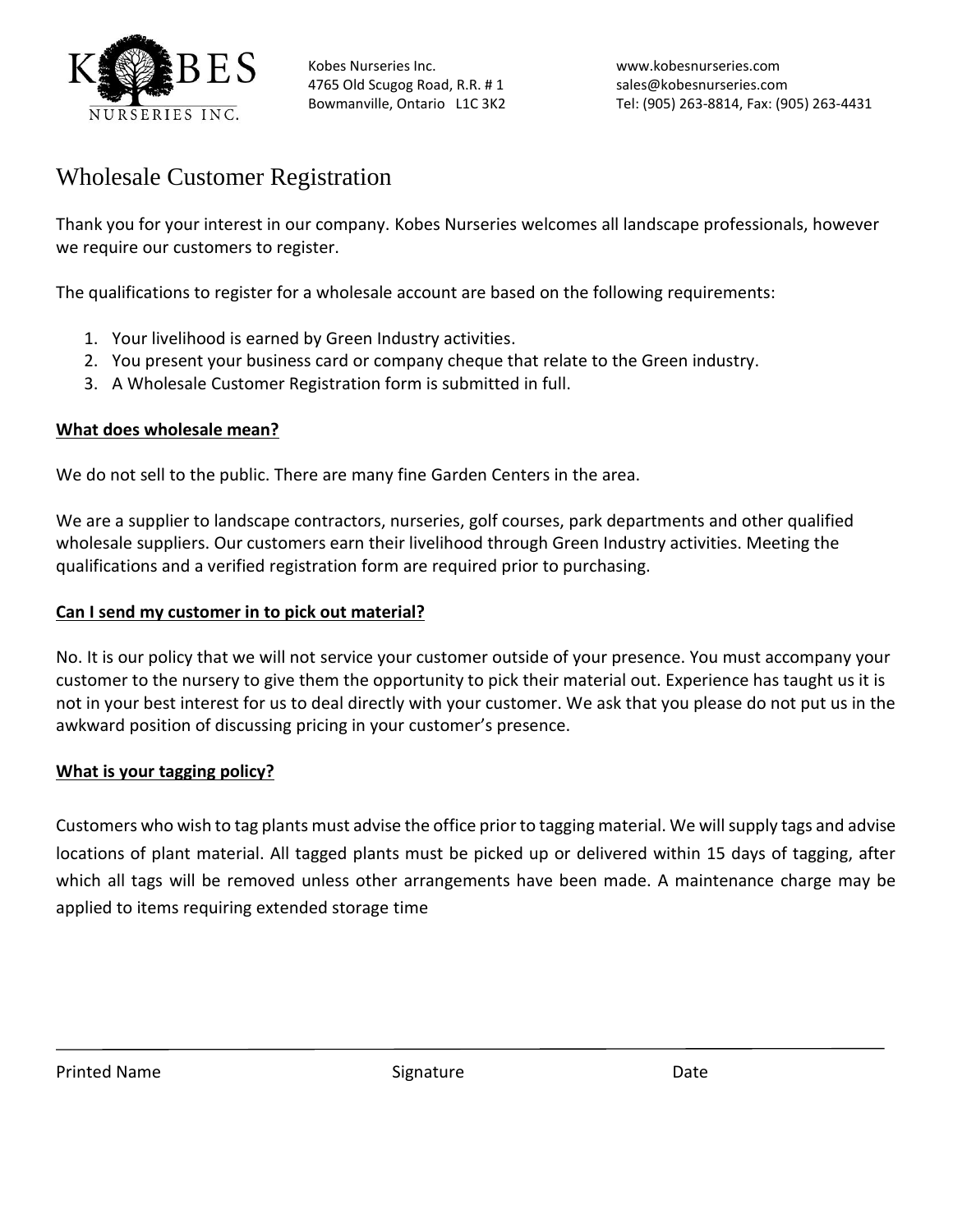KOBES NURSERIES INC.

Kobes Nurseries Inc.
4765 Old Scugog Road, R.R. # 1
Bowmanville, Ontario L1C 3K2

www.kobesnurseries.com
sales@kobesnurseries.com
Tel: (905) 263-8814, Fax: (905) 263-4431

# Wholesale Customer Registration

Thank you for your interest in our company. Kobes Nurseries welcomes all landscape professionals, however we require our customers to register.

The qualifications to register for a wholesale account are based on the following requirements:

1. Your livelihood is earned by Green Industry activities.
2. You present your business card or company cheque that relate to the Green industry.
3. A Wholesale Customer Registration form is submitted in full.

**What does wholesale mean?**

We do not sell to the public. There are many fine Garden Centers in the area.

We are a supplier to landscape contractors, nurseries, golf courses, park departments and other qualified wholesale suppliers. Our customers earn their livelihood through Green Industry activities. Meeting the qualifications and a verified registration form are required prior to purchasing.

**Can I send my customer in to pick out material?**

No. It is our policy that we will not service your customer outside of your presence. You must accompany your customer to the nursery to give them the opportunity to pick their material out. Experience has taught us it is not in your best interest for us to deal directly with your customer. We ask that you please do not put us in the awkward position of discussing pricing in your customer's presence.

**What is your tagging policy?**

Customers who wish to tag plants must advise the office prior to tagging material. We will supply tags and advise locations of plant material. All tagged plants must be picked up or delivered within 15 days of tagging, after which all tags will be removed unless other arrangements have been made. A maintenance charge may be applied to items requiring extended storage time

Printed Name Signature Date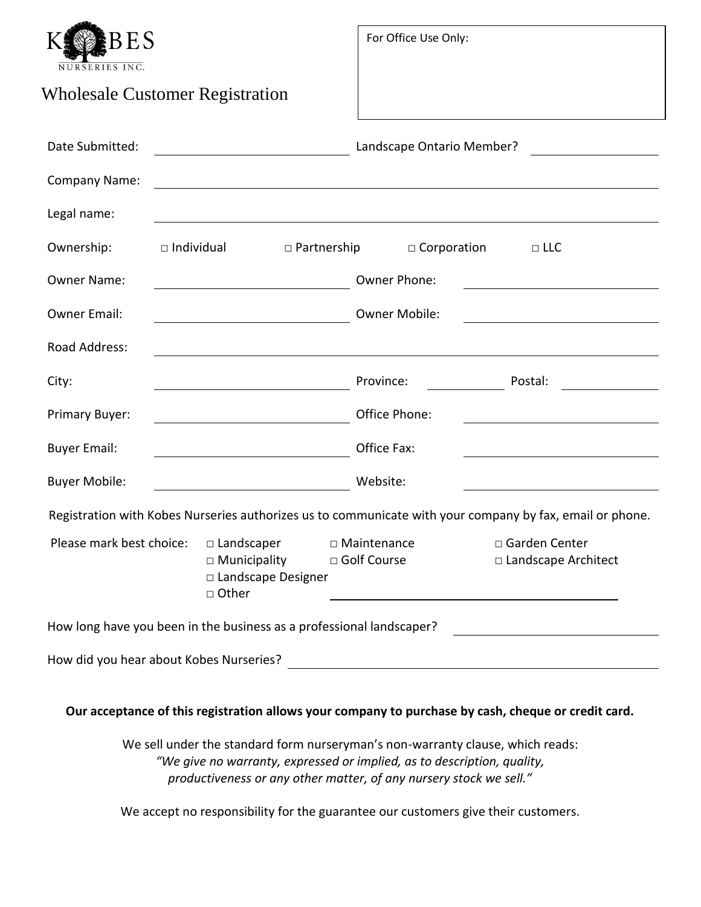KOBES NURSERIES INC.

# Wholesale Customer Registration

For Office Use Only:

Date Submitted: ______________________ Landscape Ontario Member? ______________

Company Name: ______________________________________________

Legal name: ______________________________________________

Ownership: □ Individual □ Partnership □ Corporation □ LLC

Owner Name: ______________________ Owner Phone: ______________________

Owner Email: ______________________ Owner Mobile: ______________________

Road Address: ______________________________________________

City: ______________________ Province: __________ Postal: __________

Primary Buyer: ______________________ Office Phone: ______________________

Buyer Email: ______________________ Office Fax: ______________________

Buyer Mobile: ______________________ Website: ______________________

Registration with Kobes Nurseries authorizes us to communicate with your company by fax, email or phone.

Please mark best choice:

□ Landscaper □ Maintenance □ Garden Center
□ Municipality □ Golf Course □ Landscape Architect
□ Landscape Designer
□ Other ______________________________

How long have you been in the business as a professional landscaper? ______________________

How did you hear about Kobes Nurseries? ______________________________

**Our acceptance of this registration allows your company to purchase by cash, cheque or credit card.**

We sell under the standard form nurseryman's non-warranty clause, which reads:
*"We give no warranty, expressed or implied, as to description, quality, productiveness or any other matter, of any nursery stock we sell."*

We accept no responsibility for the guarantee our customers give their customers.